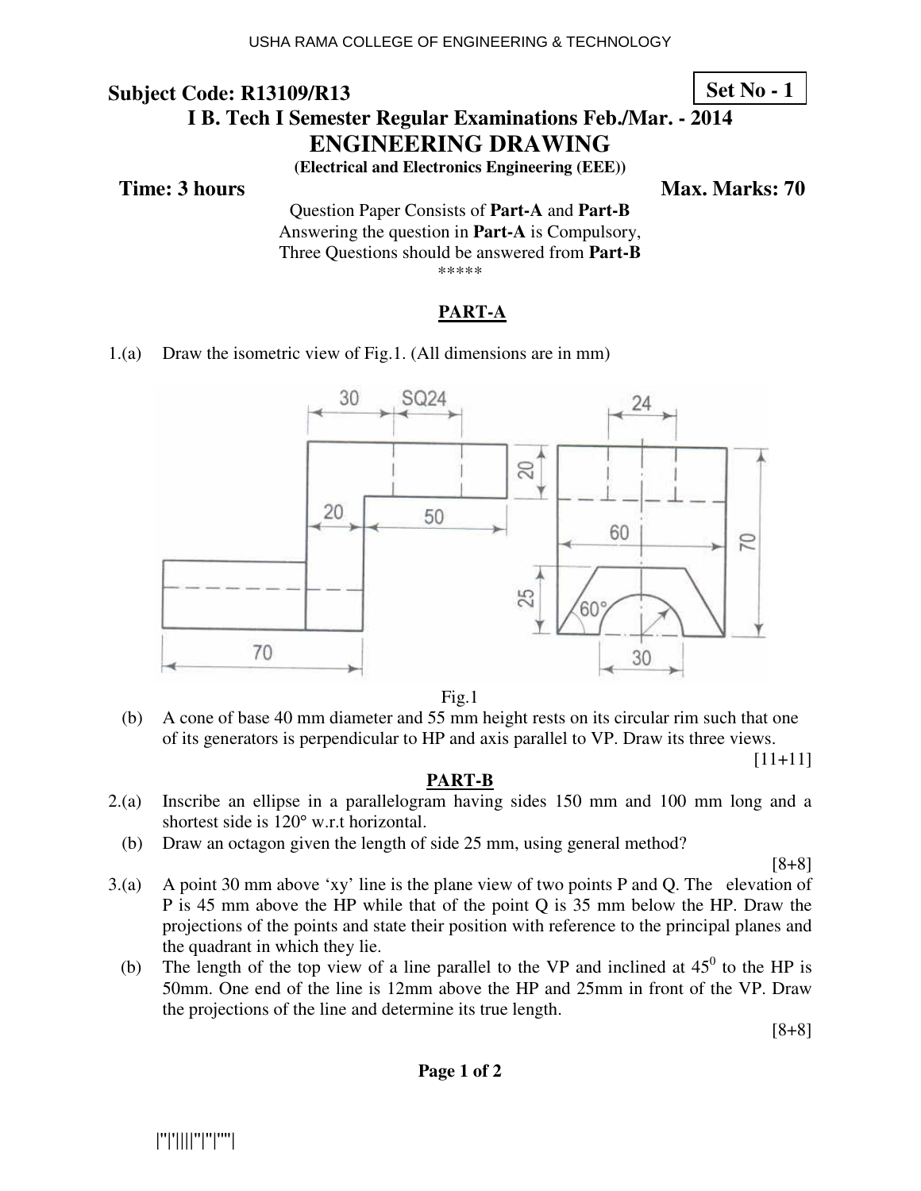**Subject Code: R13109/R13** **Set No - 1**

**I B. Tech I Semester Regular Examinations Feb./Mar. - 2014**

# ENGINEERING DRAWING

**(Electrical and Electronics Engineering (EEE))**

**Time: 3 hours** **Max. Marks: 70**

Question Paper Consists of **Part-A** and **Part-B**
Answering the question in **Part-A** is Compulsory,
Three Questions should be answered from **Part-B**

\*\*\*\*\*

## PART-A

1.(a) Draw the isometric view of Fig.1. (All dimensions are in mm)

Fig.1

(b) A cone of base 40 mm diameter and 55 mm height rests on its circular rim such that one of its generators is perpendicular to HP and axis parallel to VP. Draw its three views.

[11+11]

## PART-B

2.(a) Inscribe an ellipse in a parallelogram having sides 150 mm and 100 mm long and a shortest side is 120° w.r.t horizontal.

(b) Draw an octagon given the length of side 25 mm, using general method?

[8+8]

3.(a) A point 30 mm above 'xy' line is the plane view of two points P and Q. The elevation of P is 45 mm above the HP while that of the point Q is 35 mm below the HP. Draw the projections of the points and state their position with reference to the principal planes and the quadrant in which they lie.

(b) The length of the top view of a line parallel to the VP and inclined at $45^0$ to the HP is 50mm. One end of the line is 12mm above the HP and 25mm in front of the VP. Draw the projections of the line and determine its true length.

[8+8]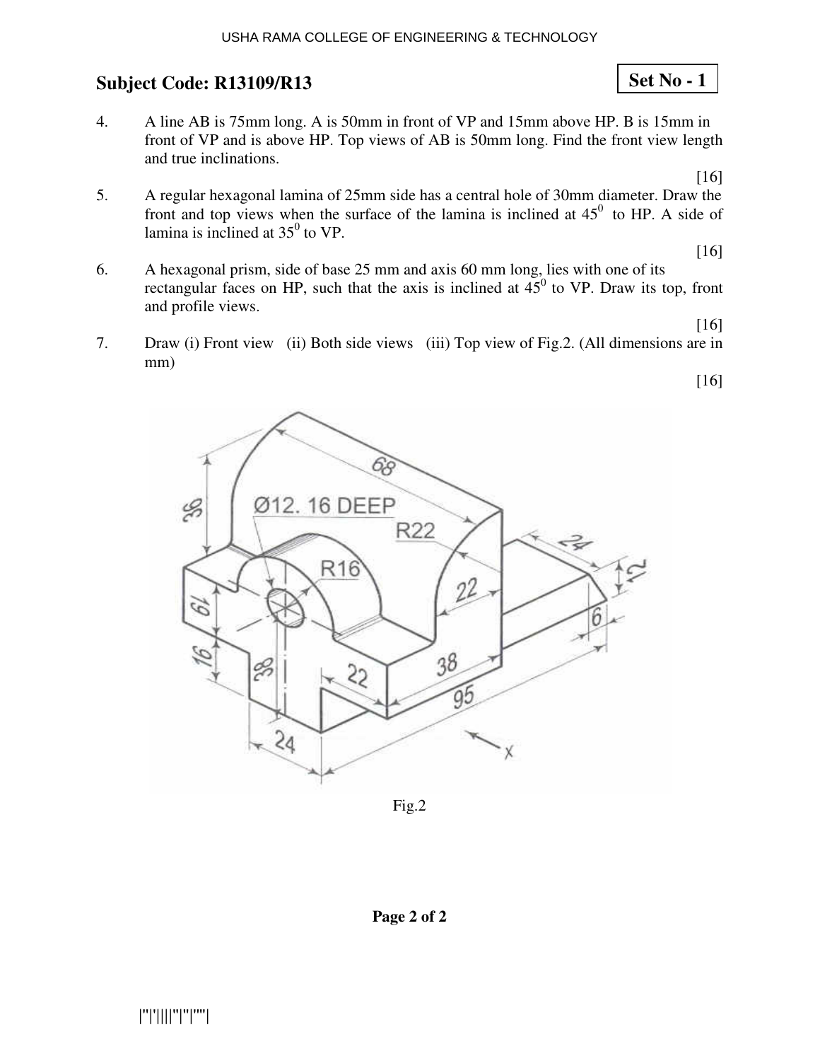**Subject Code: R13109/R13**

**Set No - 1**

4. A line AB is 75mm long. A is 50mm in front of VP and 15mm above HP. B is 15mm in front of VP and is above HP. Top views of AB is 50mm long. Find the front view length and true inclinations.

   [16]

5. A regular hexagonal lamina of 25mm side has a central hole of 30mm diameter. Draw the front and top views when the surface of the lamina is inclined at $45^0$ to HP. A side of lamina is inclined at $35^0$ to VP.

   [16]

6. A hexagonal prism, side of base 25 mm and axis 60 mm long, lies with one of its rectangular faces on HP, such that the axis is inclined at $45^0$ to VP. Draw its top, front and profile views.

   [16]

7. Draw (i) Front view (ii) Both side views (iii) Top view of Fig.2. (All dimensions are in mm)

   [16]

Fig.2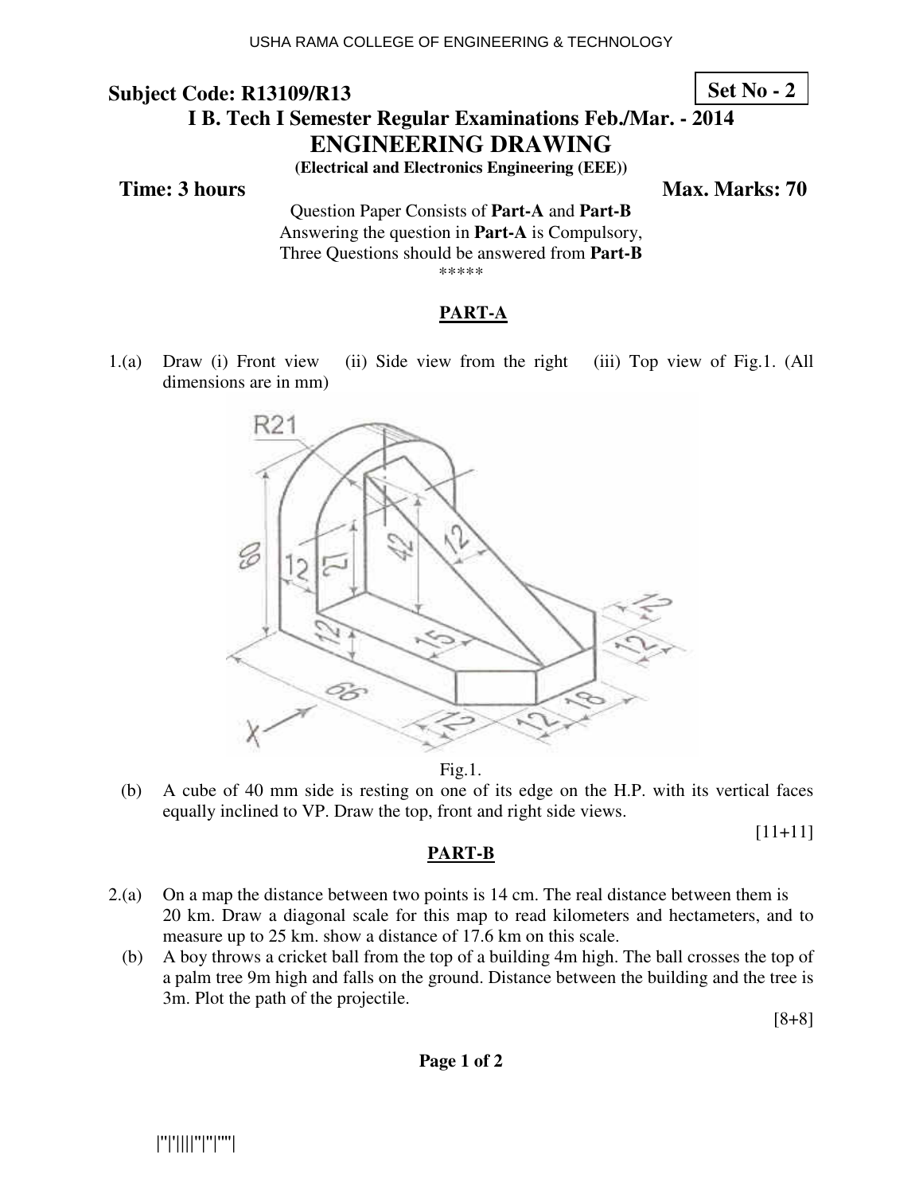USHA RAMA COLLEGE OF ENGINEERING & TECHNOLOGY

**Subject Code: R13109/R13** **Set No - 2**

## I B. Tech I Semester Regular Examinations Feb./Mar. - 2014

# ENGINEERING DRAWING

**(Electrical and Electronics Engineering (EEE))**

**Time: 3 hours** **Max. Marks: 70**

Question Paper Consists of **Part-A** and **Part-B**
Answering the question in **Part-A** is Compulsory,
Three Questions should be answered from **Part-B**

\*\*\*\*\*

## PART-A

1.(a) Draw (i) Front view (ii) Side view from the right (iii) Top view of Fig.1. (All dimensions are in mm)

Fig.1.

(b) A cube of 40 mm side is resting on one of its edge on the H.P. with its vertical faces equally inclined to VP. Draw the top, front and right side views.

[11+11]

## PART-B

2.(a) On a map the distance between two points is 14 cm. The real distance between them is 20 km. Draw a diagonal scale for this map to read kilometers and hectameters, and to measure up to 25 km. show a distance of 17.6 km on this scale.

(b) A boy throws a cricket ball from the top of a building 4m high. The ball crosses the top of a palm tree 9m high and falls on the ground. Distance between the building and the tree is 3m. Plot the path of the projectile.

[8+8]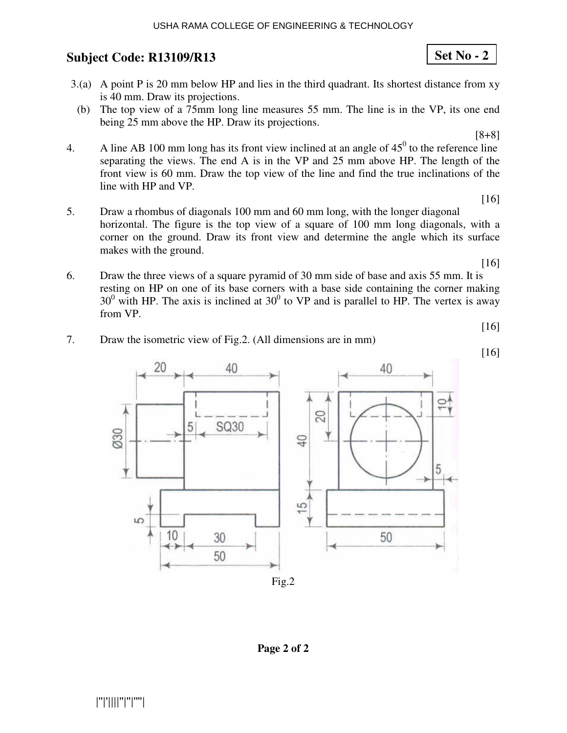## Subject Code: R13109/R13

**Set No - 2**

3.(a) A point P is 20 mm below HP and lies in the third quadrant. Its shortest distance from xy is 40 mm. Draw its projections.

(b) The top view of a 75mm long line measures 55 mm. The line is in the VP, its one end being 25 mm above the HP. Draw its projections.

[8+8]

4. A line AB 100 mm long has its front view inclined at an angle of $45^0$ to the reference line separating the views. The end A is in the VP and 25 mm above HP. The length of the front view is 60 mm. Draw the top view of the line and find the true inclinations of the line with HP and VP.

[16]

5. Draw a rhombus of diagonals 100 mm and 60 mm long, with the longer diagonal horizontal. The figure is the top view of a square of 100 mm long diagonals, with a corner on the ground. Draw its front view and determine the angle which its surface makes with the ground.

[16]

6. Draw the three views of a square pyramid of 30 mm side of base and axis 55 mm. It is resting on HP on one of its base corners with a base side containing the corner making $30^0$ with HP. The axis is inclined at $30^0$ to VP and is parallel to HP. The vertex is away from VP.

[16]

7. Draw the isometric view of Fig.2. (All dimensions are in mm)

[16]

Fig.2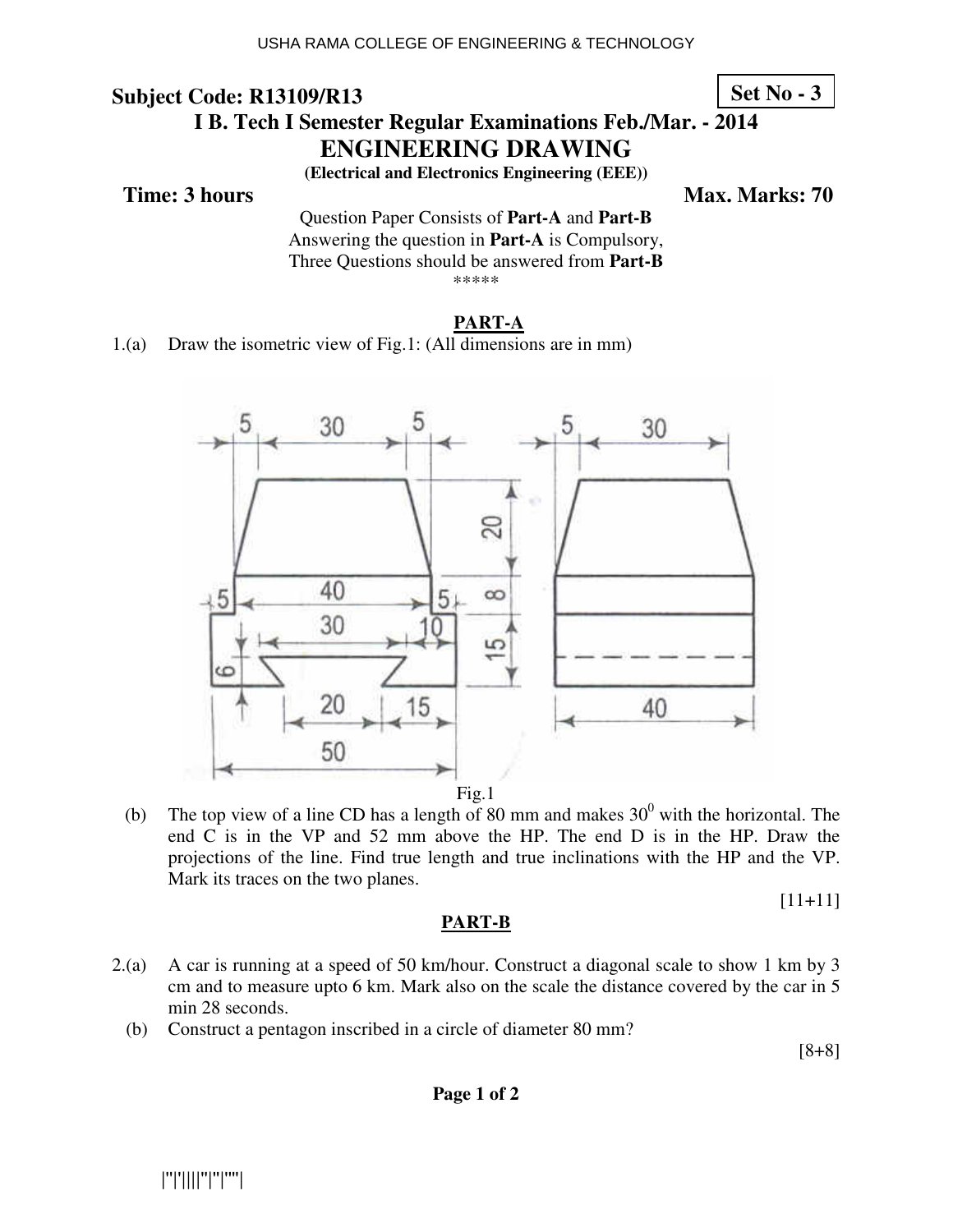**Subject Code: R13109/R13**

**Set No - 3**

**I B. Tech I Semester Regular Examinations Feb./Mar. - 2014**

# ENGINEERING DRAWING

**(Electrical and Electronics Engineering (EEE))**

**Time: 3 hours** **Max. Marks: 70**

Question Paper Consists of **Part-A** and **Part-B**
Answering the question in **Part-A** is Compulsory,
Three Questions should be answered from **Part-B**

\*\*\*\*\*

## PART-A

1.(a) Draw the isometric view of Fig.1: (All dimensions are in mm)

Fig.1

(b) The top view of a line CD has a length of 80 mm and makes $30^0$ with the horizontal. The end C is in the VP and 52 mm above the HP. The end D is in the HP. Draw the projections of the line. Find true length and true inclinations with the HP and the VP. Mark its traces on the two planes.

[11+11]

## PART-B

2.(a) A car is running at a speed of 50 km/hour. Construct a diagonal scale to show 1 km by 3 cm and to measure upto 6 km. Mark also on the scale the distance covered by the car in 5 min 28 seconds.

(b) Construct a pentagon inscribed in a circle of diameter 80 mm?

[8+8]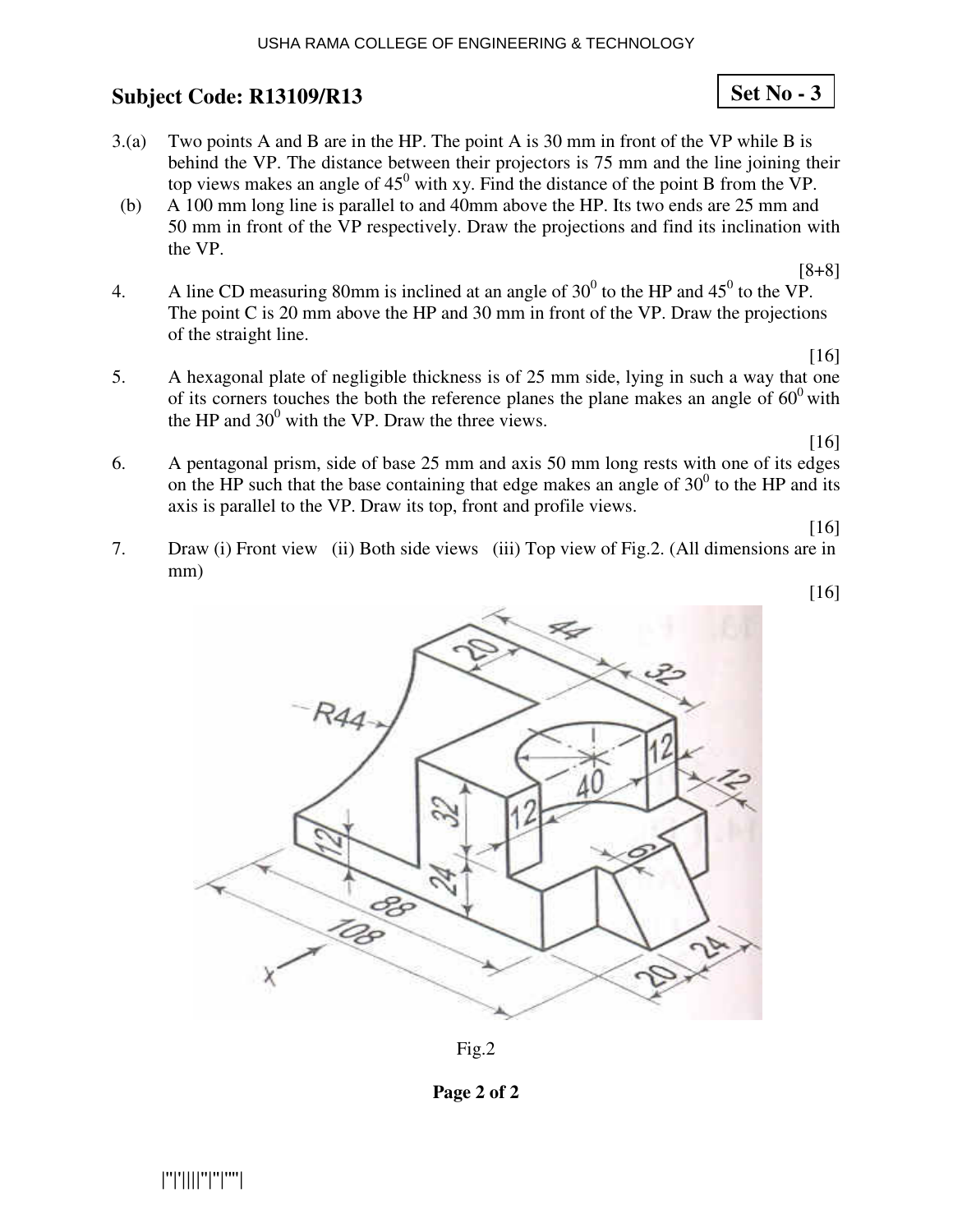**Subject Code: R13109/R13**

**Set No - 3**

3.(a) Two points A and B are in the HP. The point A is 30 mm in front of the VP while B is behind the VP. The distance between their projectors is 75 mm and the line joining their top views makes an angle of $45^0$ with xy. Find the distance of the point B from the VP.

(b) A 100 mm long line is parallel to and 40mm above the HP. Its two ends are 25 mm and 50 mm in front of the VP respectively. Draw the projections and find its inclination with the VP.

[8+8]

4. A line CD measuring 80mm is inclined at an angle of $30^0$ to the HP and $45^0$ to the VP. The point C is 20 mm above the HP and 30 mm in front of the VP. Draw the projections of the straight line.

[16]

5. A hexagonal plate of negligible thickness is of 25 mm side, lying in such a way that one of its corners touches the both the reference planes the plane makes an angle of $60^0$ with the HP and $30^0$ with the VP. Draw the three views.

[16]

6. A pentagonal prism, side of base 25 mm and axis 50 mm long rests with one of its edges on the HP such that the base containing that edge makes an angle of $30^0$ to the HP and its axis is parallel to the VP. Draw its top, front and profile views.

[16]

7. Draw (i) Front view (ii) Both side views (iii) Top view of Fig.2. (All dimensions are in mm)

[16]

Fig.2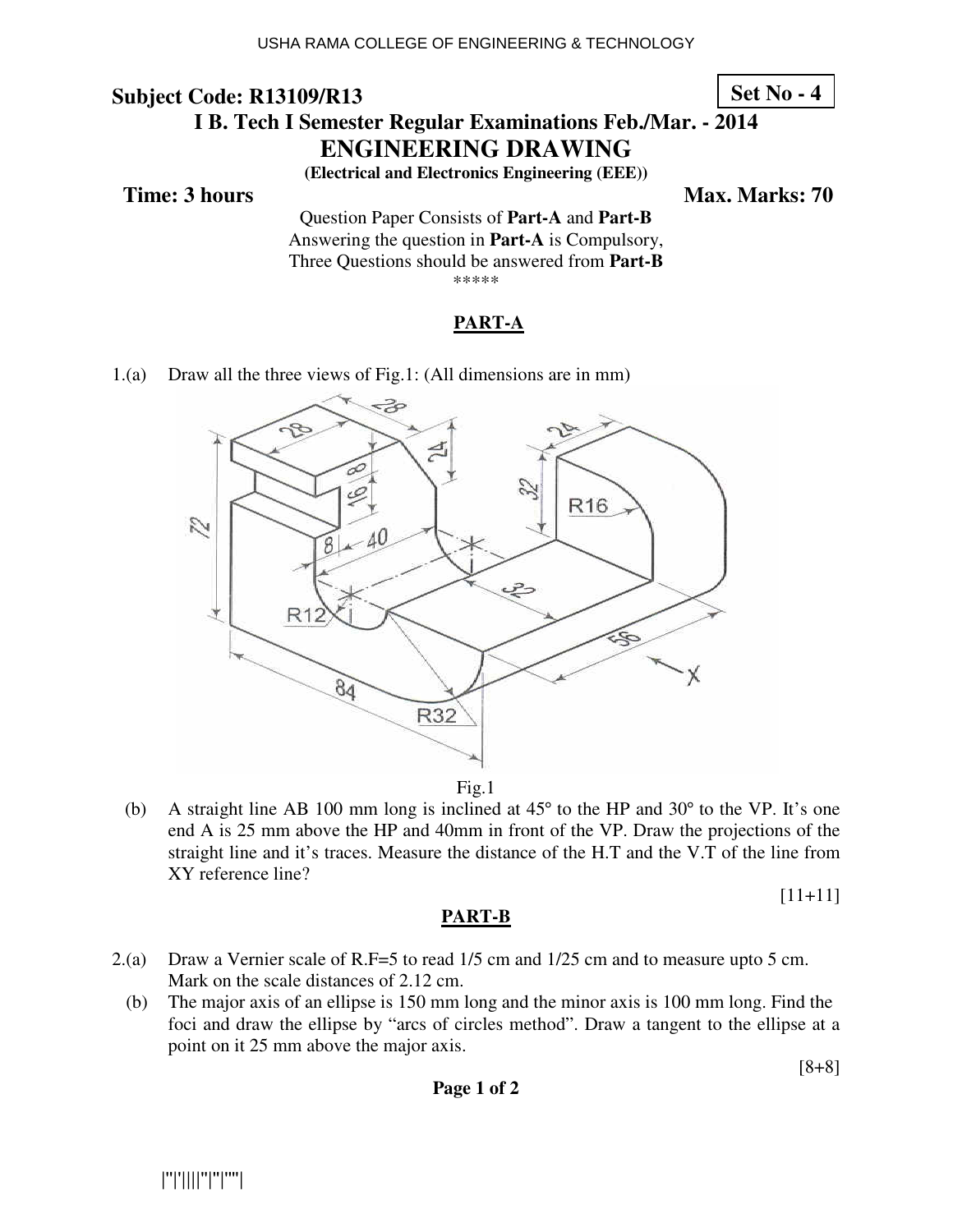**Subject Code: R13109/R13**

**Set No - 4**

**I B. Tech I Semester Regular Examinations Feb./Mar. - 2014**

# ENGINEERING DRAWING

**(Electrical and Electronics Engineering (EEE))**

**Time: 3 hours** **Max. Marks: 70**

Question Paper Consists of **Part-A** and **Part-B**
Answering the question in **Part-A** is Compulsory,
Three Questions should be answered from **Part-B**

\*\*\*\*\*

## PART-A

1.(a) Draw all the three views of Fig.1: (All dimensions are in mm)

Fig.1

(b) A straight line AB 100 mm long is inclined at 45° to the HP and 30° to the VP. It's one end A is 25 mm above the HP and 40mm in front of the VP. Draw the projections of the straight line and it's traces. Measure the distance of the H.T and the V.T of the line from XY reference line?

[11+11]

## PART-B

2.(a) Draw a Vernier scale of R.F=5 to read 1/5 cm and 1/25 cm and to measure upto 5 cm. Mark on the scale distances of 2.12 cm.

(b) The major axis of an ellipse is 150 mm long and the minor axis is 100 mm long. Find the foci and draw the ellipse by "arcs of circles method". Draw a tangent to the ellipse at a point on it 25 mm above the major axis.

[8+8]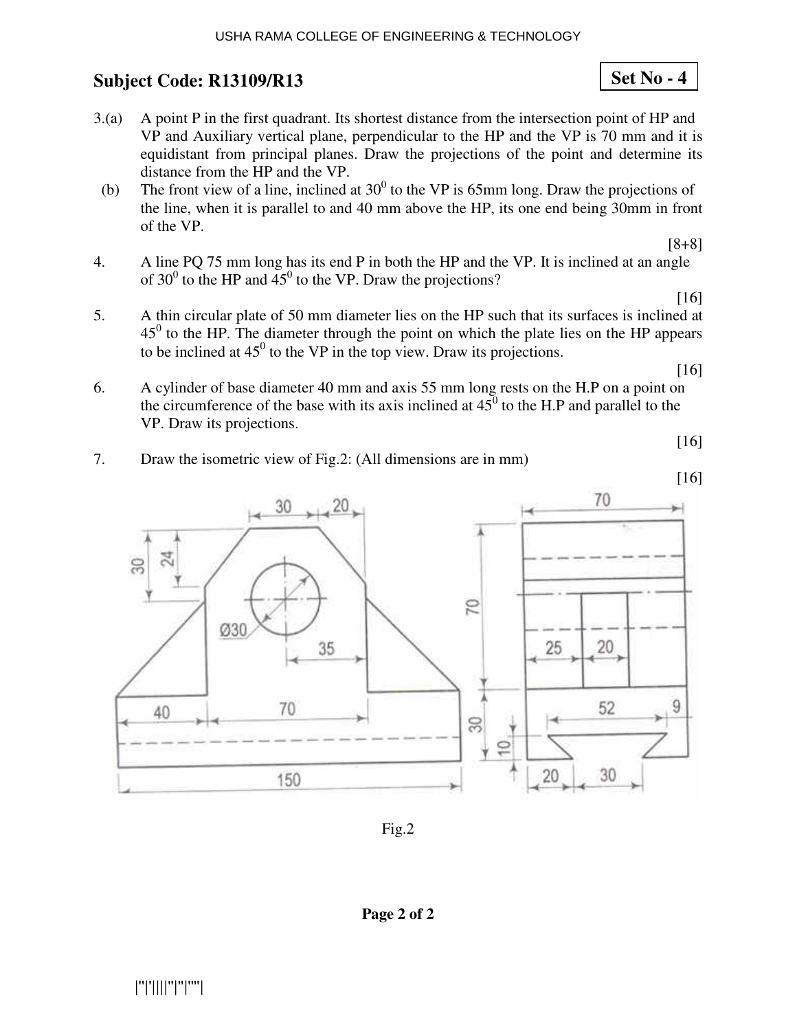## Subject Code: R13109/R13

**Set No - 4**

3.(a) A point P in the first quadrant. Its shortest distance from the intersection point of HP and VP and Auxiliary vertical plane, perpendicular to the HP and the VP is 70 mm and it is equidistant from principal planes. Draw the projections of the point and determine its distance from the HP and the VP.

(b) The front view of a line, inclined at $30^0$ to the VP is 65mm long. Draw the projections of the line, when it is parallel to and 40 mm above the HP, its one end being 30mm in front of the VP.

[8+8]

4. A line PQ 75 mm long has its end P in both the HP and the VP. It is inclined at an angle of $30^0$ to the HP and $45^0$ to the VP. Draw the projections?

[16]

5. A thin circular plate of 50 mm diameter lies on the HP such that its surfaces is inclined at $45^0$ to the HP. The diameter through the point on which the plate lies on the HP appears to be inclined at $45^0$ to the VP in the top view. Draw its projections.

[16]

6. A cylinder of base diameter 40 mm and axis 55 mm long rests on the H.P on a point on the circumference of the base with its axis inclined at $45^0$ to the H.P and parallel to the VP. Draw its projections.

[16]

7. Draw the isometric view of Fig.2: (All dimensions are in mm)

[16]

30 20 30 24 Ø30 35 40 70 150

70 70 25 20 52 9 30 10 20 30

Fig.2